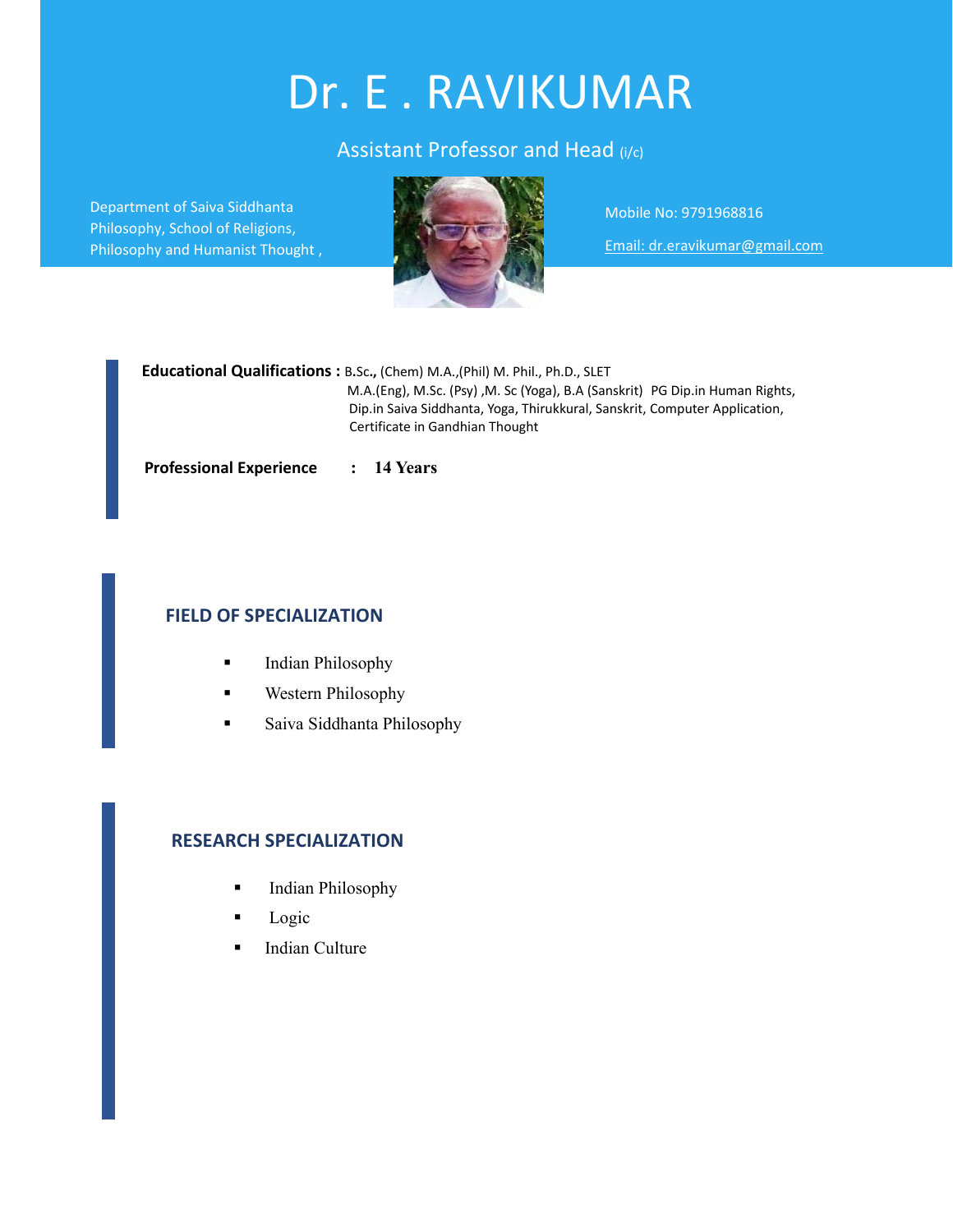# Dr. E . RAVIKUMAR

## Assistant Professor and Head (i/c)

Department of Saiva Siddhanta Philosophy, School of Religions, Philosophy and Humanist Thought ,

Mobile No: 9791968816

Email: dr.eravikumar@gmail.com

**Educational Qualifications :** B.Sc., (Chem) M.A.,(Phil) M. Phil., Ph.D., SLET
M.A.(Eng), M.Sc. (Psy) ,M. Sc (Yoga), B.A (Sanskrit) PG Dip.in Human Rights, Dip.in Saiva Siddhanta, Yoga, Thirukkural, Sanskrit, Computer Application, Certificate in Gandhian Thought

**Professional Experience : 14 Years**

## FIELD OF SPECIALIZATION

- Indian Philosophy
- Western Philosophy
- Saiva Siddhanta Philosophy

## RESEARCH SPECIALIZATION

- Indian Philosophy
- Logic
- Indian Culture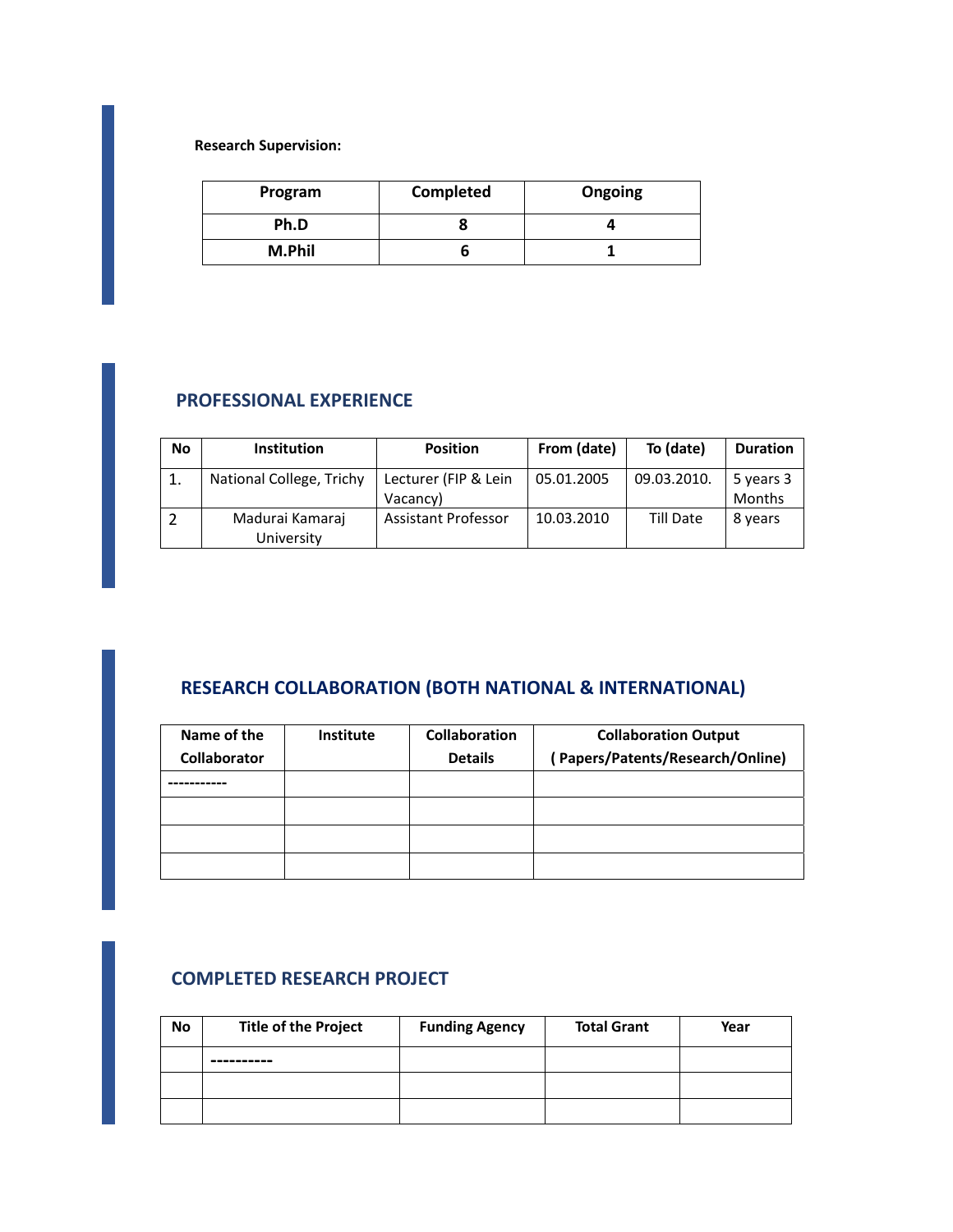**Research Supervision:**

| Program | Completed | Ongoing |
|---|---|---|
| **Ph.D** | **8** | **4** |
| **M.Phil** | **6** | **1** |

## PROFESSIONAL EXPERIENCE

| No | Institution | Position | From (date) | To (date) | Duration |
|---|---|---|---|---|---|
| 1. | National College, Trichy | Lecturer (FIP & Lein Vacancy) | 05.01.2005 | 09.03.2010. | 5 years 3 Months |
| 2 | Madurai Kamaraj University | Assistant Professor | 10.03.2010 | Till Date | 8 years |

## RESEARCH COLLABORATION (BOTH NATIONAL & INTERNATIONAL)

| Name of the Collaborator | Institute | Collaboration Details | Collaboration Output ( Papers/Patents/Research/Online) |
|---|---|---|---|
| ----------- | | | |
| | | | |
| | | | |
| | | | |

## COMPLETED RESEARCH PROJECT

| No | Title of the Project | Funding Agency | Total Grant | Year |
|---|---|---|---|---|
| | ---------- | | | |
| | | | | |
| | | | | |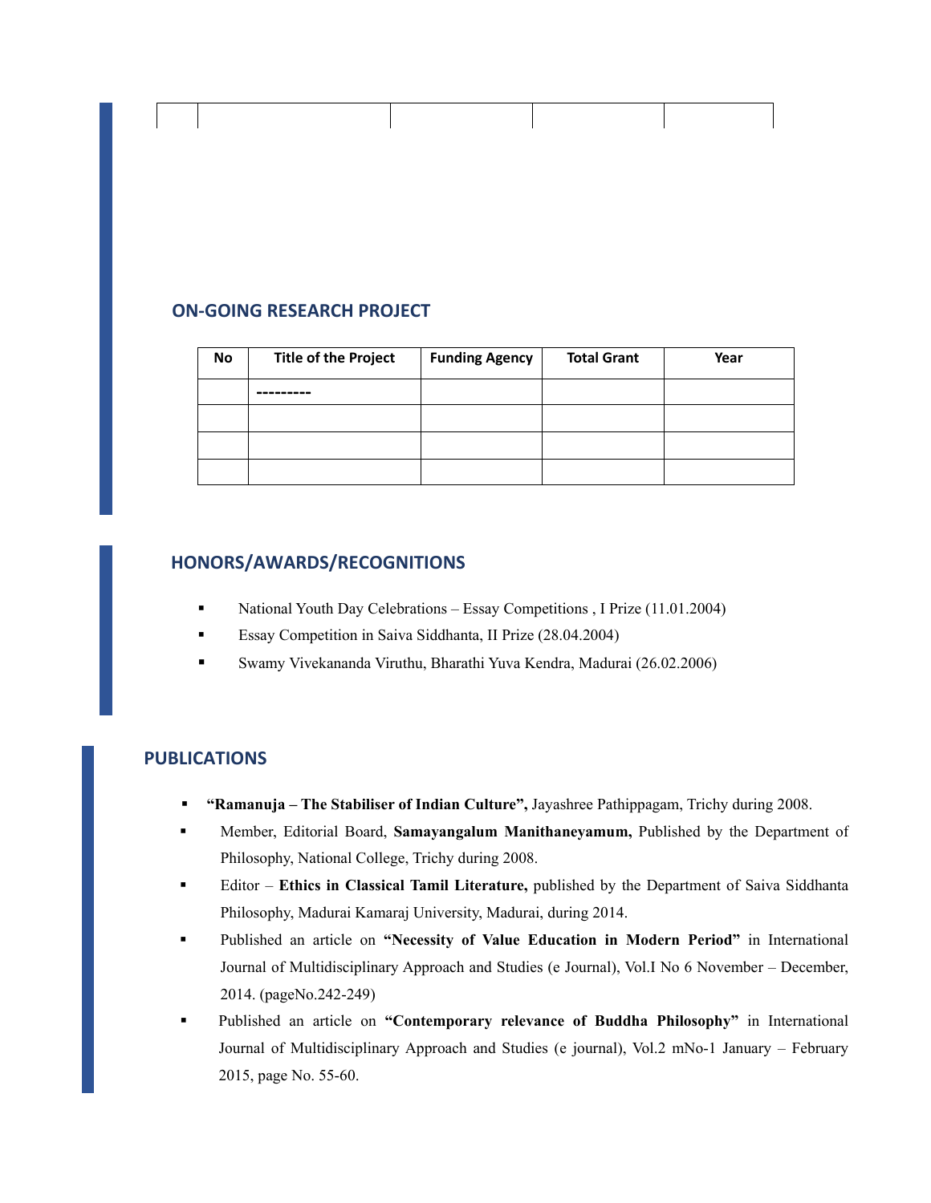## ON-GOING RESEARCH PROJECT

| No | Title of the Project | Funding Agency | Total Grant | Year |
|---|---|---|---|---|
| | --------- | | | |
| | | | | |
| | | | | |
| | | | | |

## HONORS/AWARDS/RECOGNITIONS

- National Youth Day Celebrations – Essay Competitions , I Prize (11.01.2004)
- Essay Competition in Saiva Siddhanta, II Prize (28.04.2004)
- Swamy Vivekananda Viruthu, Bharathi Yuva Kendra, Madurai (26.02.2006)

## PUBLICATIONS

- **"Ramanuja – The Stabiliser of Indian Culture",** Jayashree Pathippagam, Trichy during 2008.
- Member, Editorial Board, **Samayangalum Manithaneyamum,** Published by the Department of Philosophy, National College, Trichy during 2008.
- Editor – **Ethics in Classical Tamil Literature,** published by the Department of Saiva Siddhanta Philosophy, Madurai Kamaraj University, Madurai, during 2014.
- Published an article on **"Necessity of Value Education in Modern Period"** in International Journal of Multidisciplinary Approach and Studies (e Journal), Vol.I No 6 November – December, 2014. (pageNo.242-249)
- Published an article on **"Contemporary relevance of Buddha Philosophy"** in International Journal of Multidisciplinary Approach and Studies (e journal), Vol.2 mNo-1 January – February 2015, page No. 55-60.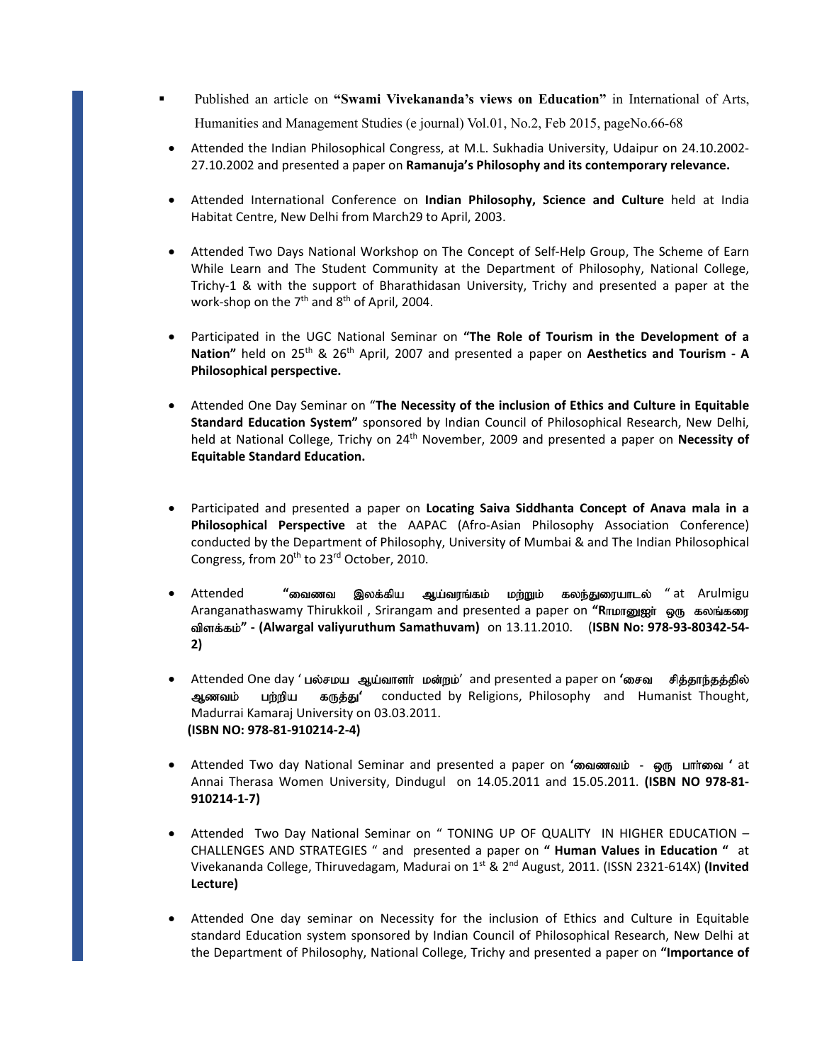- Published an article on **"Swami Vivekananda's views on Education"** in International of Arts, Humanities and Management Studies (e journal) Vol.01, No.2, Feb 2015, pageNo.66-68

- Attended the Indian Philosophical Congress, at M.L. Sukhadia University, Udaipur on 24.10.2002-27.10.2002 and presented a paper on **Ramanuja's Philosophy and its contemporary relevance.**

- Attended International Conference on **Indian Philosophy, Science and Culture** held at India Habitat Centre, New Delhi from March29 to April, 2003.

- Attended Two Days National Workshop on The Concept of Self-Help Group, The Scheme of Earn While Learn and The Student Community at the Department of Philosophy, National College, Trichy-1 & with the support of Bharathidasan University, Trichy and presented a paper at the work-shop on the 7th and 8th of April, 2004.

- Participated in the UGC National Seminar on **"The Role of Tourism in the Development of a Nation"** held on 25th & 26th April, 2007 and presented a paper on **Aesthetics and Tourism - A Philosophical perspective.**

- Attended One Day Seminar on "**The Necessity of the inclusion of Ethics and Culture in Equitable Standard Education System"** sponsored by Indian Council of Philosophical Research, New Delhi, held at National College, Trichy on 24th November, 2009 and presented a paper on **Necessity of Equitable Standard Education.**

- Participated and presented a paper on **Locating Saiva Siddhanta Concept of Anava mala in a Philosophical Perspective** at the AAPAC (Afro-Asian Philosophy Association Conference) conducted by the Department of Philosophy, University of Mumbai & and The Indian Philosophical Congress, from 20th to 23rd October, 2010.

- Attended **"வைணவ இலக்கிய ஆய்வரங்கம் மற்றும் கலந்துரையாடல்** " at Arulmigu Aranganathaswamy Thirukkoil , Srirangam and presented a paper on **"Rாமானுஜர் ஒரு கலங்கரை விளக்கம்" - (Alwargal valiyuruthum Samathuvam)** on 13.11.2010. (**ISBN No: 978-93-80342-54-2)**

- Attended One day ' பல்சமய ஆய்வாளர் மன்றம்' and presented a paper on **'சைவ சித்தாந்தத்தில் ஆணவம் பற்றிய கருத்து'** conducted by Religions, Philosophy and Humanist Thought, Madurrai Kamaraj University on 03.03.2011.
  **(ISBN NO: 978-81-910214-2-4)**

- Attended Two day National Seminar and presented a paper on **'வைணவம் - ஒரு பார்வை '** at Annai Therasa Women University, Dindugul on 14.05.2011 and 15.05.2011. **(ISBN NO 978-81-910214-1-7)**

- Attended Two Day National Seminar on " TONING UP OF QUALITY IN HIGHER EDUCATION – CHALLENGES AND STRATEGIES " and presented a paper on **" Human Values in Education "** at Vivekananda College, Thiruvedagam, Madurai on 1st & 2nd August, 2011. (ISSN 2321-614X) **(Invited Lecture)**

- Attended One day seminar on Necessity for the inclusion of Ethics and Culture in Equitable standard Education system sponsored by Indian Council of Philosophical Research, New Delhi at the Department of Philosophy, National College, Trichy and presented a paper on **"Importance of**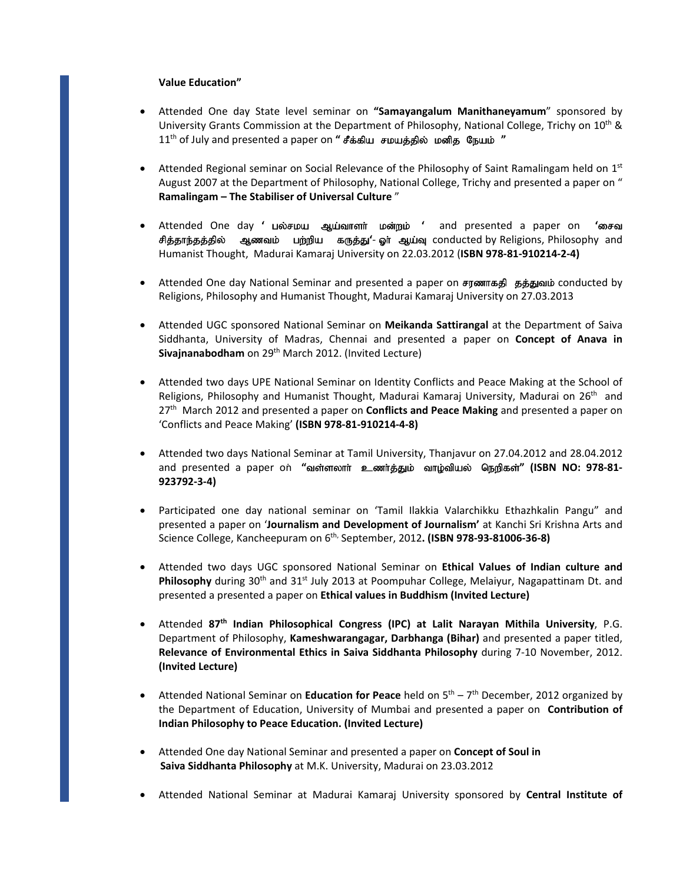**Value Education"**

- Attended One day State level seminar on **"Samayangalum Manithaneyamum**" sponsored by University Grants Commission at the Department of Philosophy, National College, Trichy on 10th & 11th of July and presented a paper on **" சீக்கிய சமயத்தில் மனித நேயம் "**

- Attended Regional seminar on Social Relevance of the Philosophy of Saint Ramalingam held on 1st August 2007 at the Department of Philosophy, National College, Trichy and presented a paper on " **Ramalingam – The Stabiliser of Universal Culture** "

- Attended One day **' பல்சமய ஆய்வாளர் மன்றம் '** and presented a paper on **'சைவ சித்தாந்தத்தில் ஆணவம் பற்றிய கருத்து'- ஓர் ஆய்வு** conducted by Religions, Philosophy and Humanist Thought, Madurai Kamaraj University on 22.03.2012 (**ISBN 978-81-910214-2-4)**

- Attended One day National Seminar and presented a paper on **சரணாகதி தத்துவம்** conducted by Religions, Philosophy and Humanist Thought, Madurai Kamaraj University on 27.03.2013

- Attended UGC sponsored National Seminar on **Meikanda Sattirangal** at the Department of Saiva Siddhanta, University of Madras, Chennai and presented a paper on **Concept of Anava in Sivajnanabodham** on 29th March 2012. (Invited Lecture)

- Attended two days UPE National Seminar on Identity Conflicts and Peace Making at the School of Religions, Philosophy and Humanist Thought, Madurai Kamaraj University, Madurai on 26th and 27th March 2012 and presented a paper on **Conflicts and Peace Making** and presented a paper on 'Conflicts and Peace Making' **(ISBN 978-81-910214-4-8)**

- Attended two days National Seminar at Tamil University, Thanjavur on 27.04.2012 and 28.04.2012 and presented a paper on **"வள்ளலார் உணர்த்தும் வாழ்வியல் நெறிகள்" (ISBN NO: 978-81-923792-3-4)**

- Participated one day national seminar on 'Tamil Ilakkia Valarchikku Ethazhkalin Pangu" and presented a paper on '**Journalism and Development of Journalism'** at Kanchi Sri Krishna Arts and Science College, Kancheepuram on 6th, September, 2012**. (ISBN 978-93-81006-36-8)**

- Attended two days UGC sponsored National Seminar on **Ethical Values of Indian culture and Philosophy** during 30th and 31st July 2013 at Poompuhar College, Melaiyur, Nagapattinam Dt. and presented a presented a paper on **Ethical values in Buddhism (Invited Lecture)**

- Attended **87th Indian Philosophical Congress (IPC) at Lalit Narayan Mithila University**, P.G. Department of Philosophy, **Kameshwarangagar, Darbhanga (Bihar)** and presented a paper titled, **Relevance of Environmental Ethics in Saiva Siddhanta Philosophy** during 7-10 November, 2012. **(Invited Lecture)**

- Attended National Seminar on **Education for Peace** held on 5th – 7th December, 2012 organized by the Department of Education, University of Mumbai and presented a paper on **Contribution of Indian Philosophy to Peace Education. (Invited Lecture)**

- Attended One day National Seminar and presented a paper on **Concept of Soul in Saiva Siddhanta Philosophy** at M.K. University, Madurai on 23.03.2012

- Attended National Seminar at Madurai Kamaraj University sponsored by **Central Institute of**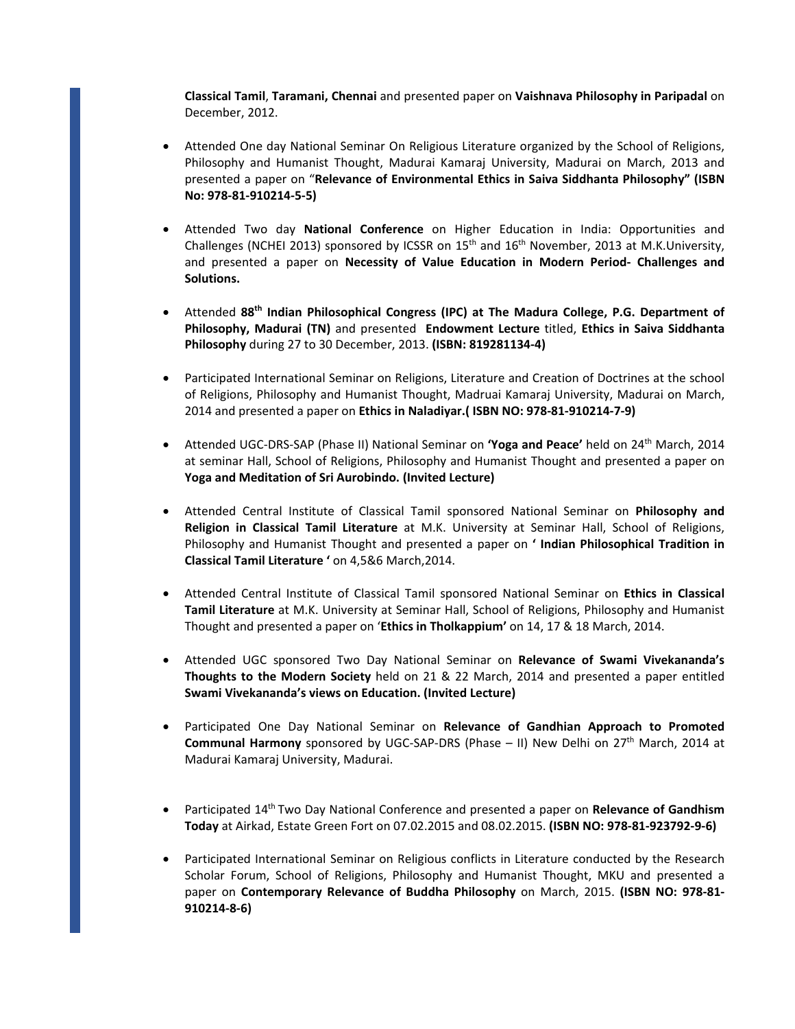**Classical Tamil**, **Taramani, Chennai** and presented paper on **Vaishnava Philosophy in Paripadal** on December, 2012.

- Attended One day National Seminar On Religious Literature organized by the School of Religions, Philosophy and Humanist Thought, Madurai Kamaraj University, Madurai on March, 2013 and presented a paper on "**Relevance of Environmental Ethics in Saiva Siddhanta Philosophy" (ISBN No: 978-81-910214-5-5)**

- Attended Two day **National Conference** on Higher Education in India: Opportunities and Challenges (NCHEI 2013) sponsored by ICSSR on 15th and 16th November, 2013 at M.K.University, and presented a paper on **Necessity of Value Education in Modern Period- Challenges and Solutions.**

- Attended **88th Indian Philosophical Congress (IPC) at The Madura College, P.G. Department of Philosophy, Madurai (TN)** and presented **Endowment Lecture** titled, **Ethics in Saiva Siddhanta Philosophy** during 27 to 30 December, 2013. **(ISBN: 819281134-4)**

- Participated International Seminar on Religions, Literature and Creation of Doctrines at the school of Religions, Philosophy and Humanist Thought, Madruai Kamaraj University, Madurai on March, 2014 and presented a paper on **Ethics in Naladiyar.( ISBN NO: 978-81-910214-7-9)**

- Attended UGC-DRS-SAP (Phase II) National Seminar on **'Yoga and Peace'** held on 24th March, 2014 at seminar Hall, School of Religions, Philosophy and Humanist Thought and presented a paper on **Yoga and Meditation of Sri Aurobindo. (Invited Lecture)**

- Attended Central Institute of Classical Tamil sponsored National Seminar on **Philosophy and Religion in Classical Tamil Literature** at M.K. University at Seminar Hall, School of Religions, Philosophy and Humanist Thought and presented a paper on **' Indian Philosophical Tradition in Classical Tamil Literature '** on 4,5&6 March,2014.

- Attended Central Institute of Classical Tamil sponsored National Seminar on **Ethics in Classical Tamil Literature** at M.K. University at Seminar Hall, School of Religions, Philosophy and Humanist Thought and presented a paper on '**Ethics in Tholkappium'** on 14, 17 & 18 March, 2014.

- Attended UGC sponsored Two Day National Seminar on **Relevance of Swami Vivekananda's Thoughts to the Modern Society** held on 21 & 22 March, 2014 and presented a paper entitled **Swami Vivekananda's views on Education. (Invited Lecture)**

- Participated One Day National Seminar on **Relevance of Gandhian Approach to Promoted Communal Harmony** sponsored by UGC-SAP-DRS (Phase – II) New Delhi on 27th March, 2014 at Madurai Kamaraj University, Madurai.

- Participated 14th Two Day National Conference and presented a paper on **Relevance of Gandhism Today** at Airkad, Estate Green Fort on 07.02.2015 and 08.02.2015. **(ISBN NO: 978-81-923792-9-6)**

- Participated International Seminar on Religious conflicts in Literature conducted by the Research Scholar Forum, School of Religions, Philosophy and Humanist Thought, MKU and presented a paper on **Contemporary Relevance of Buddha Philosophy** on March, 2015. **(ISBN NO: 978-81-910214-8-6)**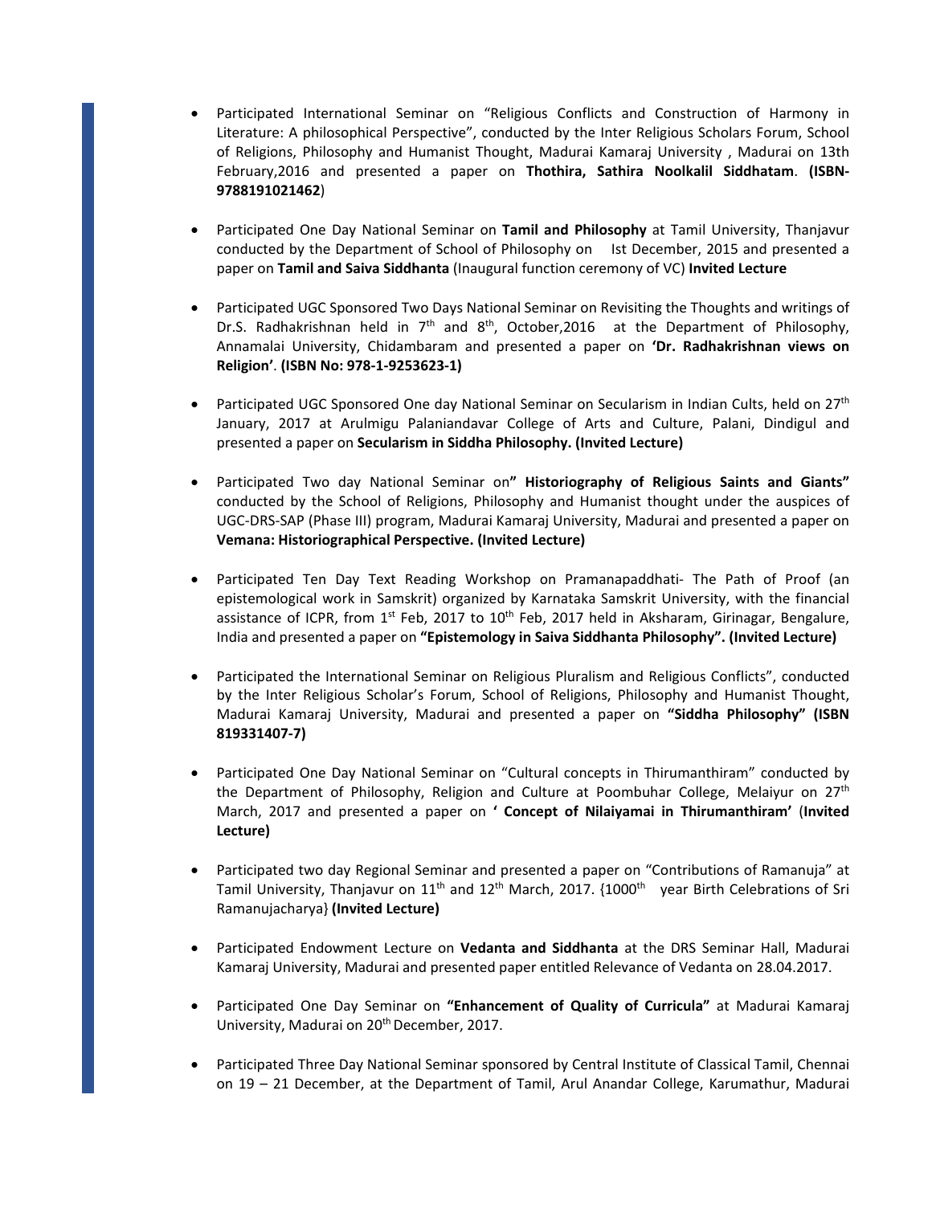- Participated International Seminar on "Religious Conflicts and Construction of Harmony in Literature: A philosophical Perspective", conducted by the Inter Religious Scholars Forum, School of Religions, Philosophy and Humanist Thought, Madurai Kamaraj University , Madurai on 13th February,2016 and presented a paper on **Thothira, Sathira Noolkalil Siddhatam**. **(ISBN-9788191021462**)

- Participated One Day National Seminar on **Tamil and Philosophy** at Tamil University, Thanjavur conducted by the Department of School of Philosophy on Ist December, 2015 and presented a paper on **Tamil and Saiva Siddhanta** (Inaugural function ceremony of VC) **Invited Lecture**

- Participated UGC Sponsored Two Days National Seminar on Revisiting the Thoughts and writings of Dr.S. Radhakrishnan held in 7th and 8th, October,2016 at the Department of Philosophy, Annamalai University, Chidambaram and presented a paper on **'Dr. Radhakrishnan views on Religion'**. **(ISBN No: 978-1-9253623-1)**

- Participated UGC Sponsored One day National Seminar on Secularism in Indian Cults, held on 27th January, 2017 at Arulmigu Palaniandavar College of Arts and Culture, Palani, Dindigul and presented a paper on **Secularism in Siddha Philosophy. (Invited Lecture)**

- Participated Two day National Seminar on**" Historiography of Religious Saints and Giants"** conducted by the School of Religions, Philosophy and Humanist thought under the auspices of UGC-DRS-SAP (Phase III) program, Madurai Kamaraj University, Madurai and presented a paper on **Vemana: Historiographical Perspective. (Invited Lecture)**

- Participated Ten Day Text Reading Workshop on Pramanapaddhati- The Path of Proof (an epistemological work in Samskrit) organized by Karnataka Samskrit University, with the financial assistance of ICPR, from 1st Feb, 2017 to 10th Feb, 2017 held in Aksharam, Girinagar, Bengalure, India and presented a paper on **"Epistemology in Saiva Siddhanta Philosophy". (Invited Lecture)**

- Participated the International Seminar on Religious Pluralism and Religious Conflicts", conducted by the Inter Religious Scholar's Forum, School of Religions, Philosophy and Humanist Thought, Madurai Kamaraj University, Madurai and presented a paper on **"Siddha Philosophy" (ISBN 819331407-7)**

- Participated One Day National Seminar on "Cultural concepts in Thirumanthiram" conducted by the Department of Philosophy, Religion and Culture at Poombuhar College, Melaiyur on 27th March, 2017 and presented a paper on **' Concept of Nilaiyamai in Thirumanthiram'** (**Invited Lecture)**

- Participated two day Regional Seminar and presented a paper on "Contributions of Ramanuja" at Tamil University, Thanjavur on 11th and 12th March, 2017. {1000th year Birth Celebrations of Sri Ramanujacharya} **(Invited Lecture)**

- Participated Endowment Lecture on **Vedanta and Siddhanta** at the DRS Seminar Hall, Madurai Kamaraj University, Madurai and presented paper entitled Relevance of Vedanta on 28.04.2017.

- Participated One Day Seminar on **"Enhancement of Quality of Curricula"** at Madurai Kamaraj University, Madurai on 20th December, 2017.

- Participated Three Day National Seminar sponsored by Central Institute of Classical Tamil, Chennai on 19 – 21 December, at the Department of Tamil, Arul Anandar College, Karumathur, Madurai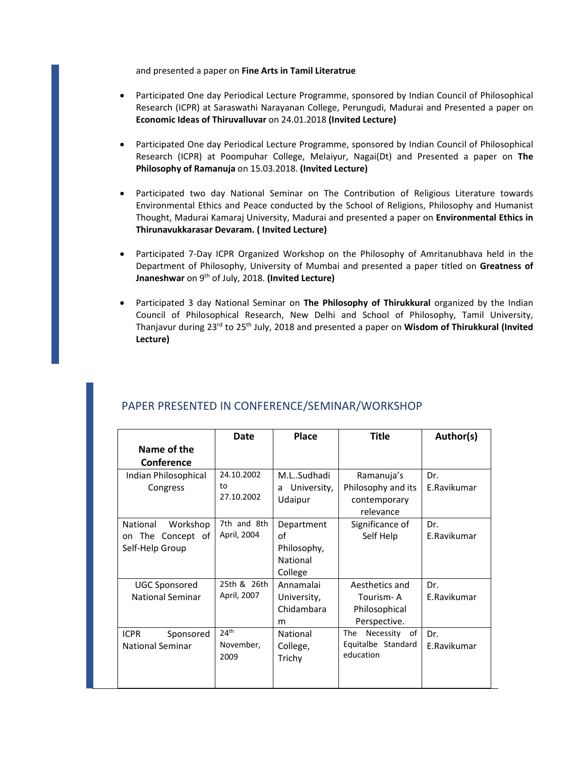and presented a paper on **Fine Arts in Tamil Literatrue**

- Participated One day Periodical Lecture Programme, sponsored by Indian Council of Philosophical Research (ICPR) at Saraswathi Narayanan College, Perungudi, Madurai and Presented a paper on **Economic Ideas of Thiruvalluvar** on 24.01.2018 **(Invited Lecture)**

- Participated One day Periodical Lecture Programme, sponsored by Indian Council of Philosophical Research (ICPR) at Poompuhar College, Melaiyur, Nagai(Dt) and Presented a paper on **The Philosophy of Ramanuja** on 15.03.2018. **(Invited Lecture)**

- Participated two day National Seminar on The Contribution of Religious Literature towards Environmental Ethics and Peace conducted by the School of Religions, Philosophy and Humanist Thought, Madurai Kamaraj University, Madurai and presented a paper on **Environmental Ethics in Thirunavukkarasar Devaram. ( Invited Lecture)**

- Participated 7-Day ICPR Organized Workshop on the Philosophy of Amritanubhava held in the Department of Philosophy, University of Mumbai and presented a paper titled on **Greatness of Jnaneshwar** on 9th of July, 2018. **(Invited Lecture)**

- Participated 3 day National Seminar on **The Philosophy of Thirukkural** organized by the Indian Council of Philosophical Research, New Delhi and School of Philosophy, Tamil University, Thanjavur during 23rd to 25th July, 2018 and presented a paper on **Wisdom of Thirukkural (Invited Lecture)**

## PAPER PRESENTED IN CONFERENCE/SEMINAR/WORKSHOP

| Name of the Conference | Date | Place | Title | Author(s) |
|---|---|---|---|---|
| Indian Philosophical Congress | 24.10.2002 to 27.10.2002 | M.L..Sudhadia University, Udaipur | Ramanuja's Philosophy and its contemporary relevance | Dr. E.Ravikumar |
| National Workshop on The Concept of Self-Help Group | 7th and 8th April, 2004 | Department of Philosophy, National College | Significance of Self Help | Dr. E.Ravikumar |
| UGC Sponsored National Seminar | 25th & 26th April, 2007 | Annamalai University, Chidambaram | Aesthetics and Tourism- A Philosophical Perspective. | Dr. E.Ravikumar |
| ICPR Sponsored National Seminar | 24th November, 2009 | National College, Trichy | The Necessity of Equitalbe Standard education | Dr. E.Ravikumar |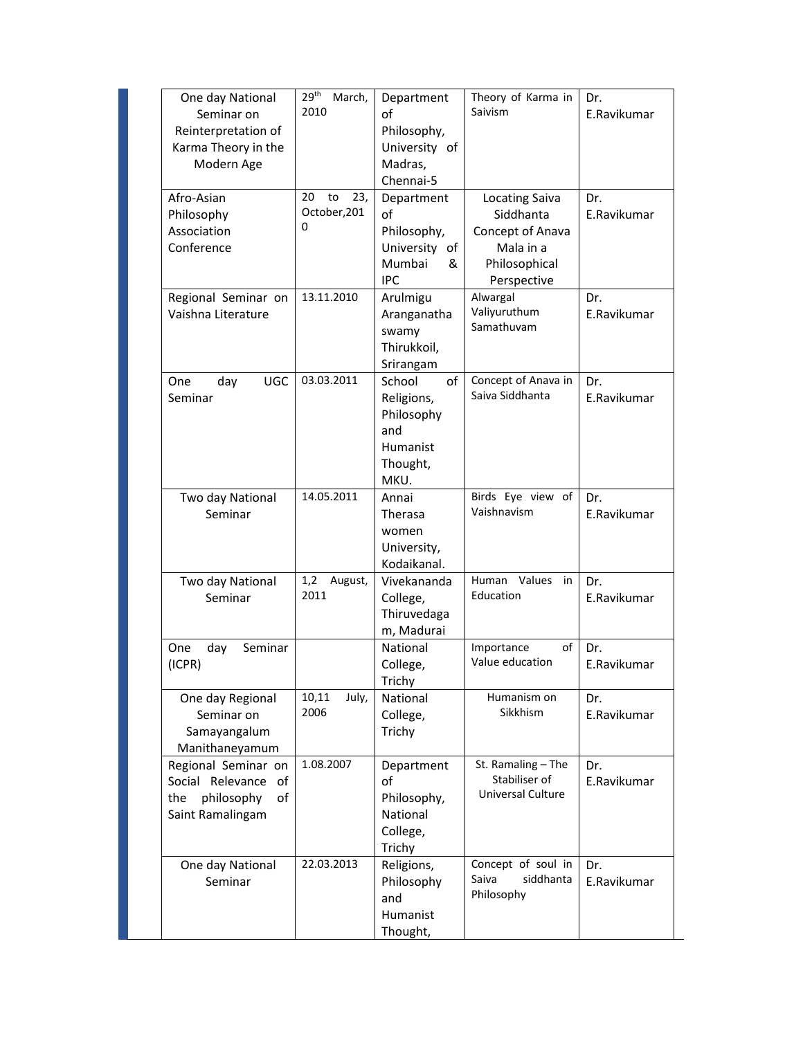| One day National Seminar on Reinterpretation of Karma Theory in the Modern Age | 29th March, 2010 | Department of Philosophy, University of Madras, Chennai-5 | Theory of Karma in Saivism | Dr. E.Ravikumar |
|---|---|---|---|---|
| Afro-Asian Philosophy Association Conference | 20 to 23, October,2010 | Department of Philosophy, University of Mumbai & IPC | Locating Saiva Siddhanta Concept of Anava Mala in a Philosophical Perspective | Dr. E.Ravikumar |
| Regional Seminar on Vaishna Literature | 13.11.2010 | Arulmigu Aranganatha swamy Thirukkoil, Srirangam | Alwargal Valiyuruthum Samathuvam | Dr. E.Ravikumar |
| One day UGC Seminar | 03.03.2011 | School of Religions, Philosophy and Humanist Thought, MKU. | Concept of Anava in Saiva Siddhanta | Dr. E.Ravikumar |
| Two day National Seminar | 14.05.2011 | Annai Therasa women University, Kodaikanal. | Birds Eye view of Vaishnavism | Dr. E.Ravikumar |
| Two day National Seminar | 1,2 August, 2011 | Vivekananda College, Thiruvedagam, Madurai | Human Values in Education | Dr. E.Ravikumar |
| One day Seminar (ICPR) | | National College, Trichy | Importance of Value education | Dr. E.Ravikumar |
| One day Regional Seminar on Samayangalum Manithaneyamum | 10,11 July, 2006 | National College, Trichy | Humanism on Sikkhism | Dr. E.Ravikumar |
| Regional Seminar on Social Relevance of the philosophy of Saint Ramalingam | 1.08.2007 | Department of Philosophy, National College, Trichy | St. Ramaling – The Stabiliser of Universal Culture | Dr. E.Ravikumar |
| One day National Seminar | 22.03.2013 | Religions, Philosophy and Humanist Thought, | Concept of soul in Saiva siddhanta Philosophy | Dr. E.Ravikumar |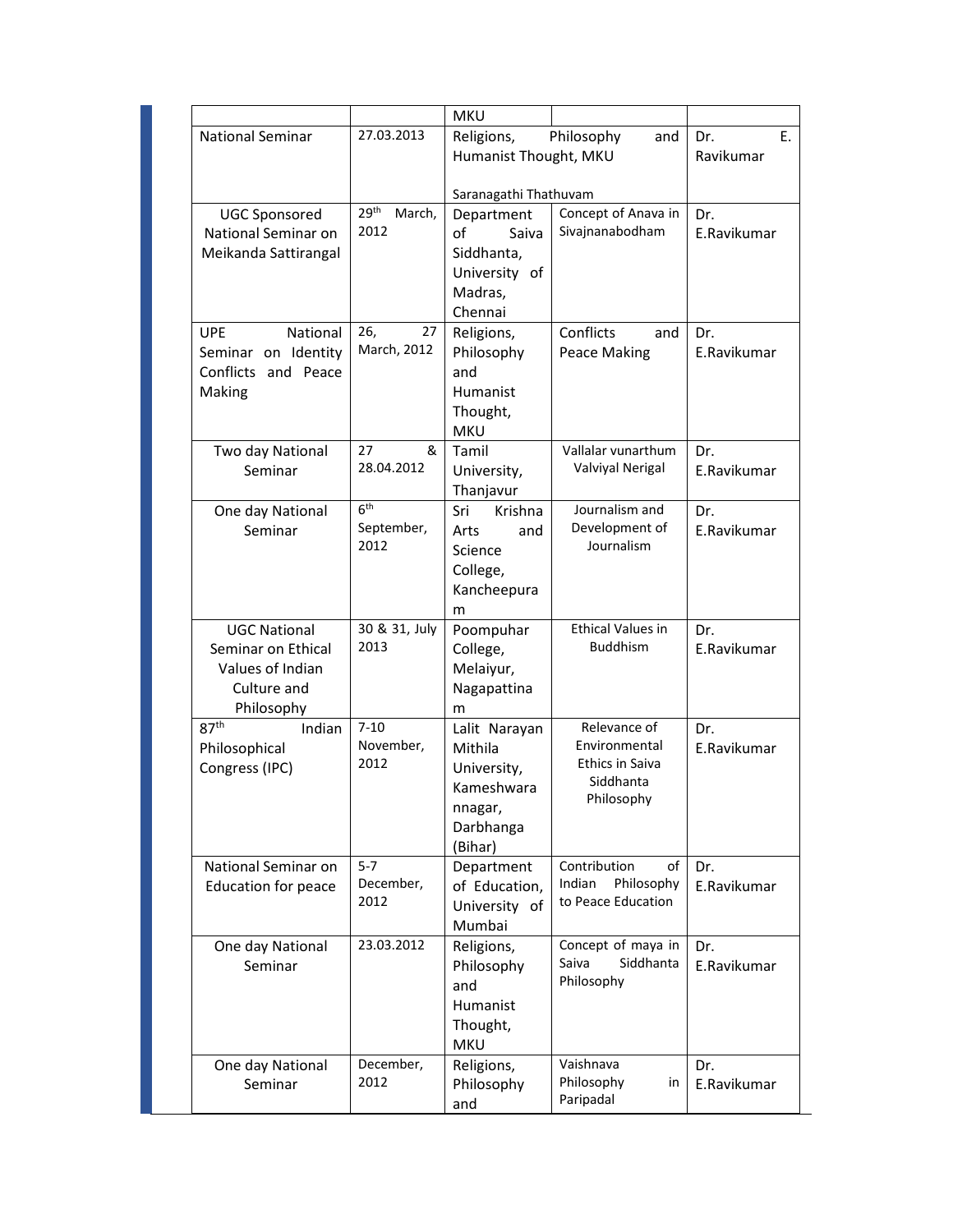| | | MKU | | |
|---|---|---|---|---|
| National Seminar | 27.03.2013 | Religions, Philosophy and Humanist Thought, MKU<br><br>Saranagathi Thathuvam | | Dr. E. Ravikumar |
| UGC Sponsored National Seminar on Meikanda Sattirangal | 29th March, 2012 | Department of Saiva Siddhanta, University of Madras, Chennai | Concept of Anava in Sivajnanabodham | Dr. E.Ravikumar |
| UPE National Seminar on Identity Conflicts and Peace Making | 26, 27 March, 2012 | Religions, Philosophy and Humanist Thought, MKU | Conflicts and Peace Making | Dr. E.Ravikumar |
| Two day National Seminar | 27 & 28.04.2012 | Tamil University, Thanjavur | Vallalar vunarthum Valviyal Nerigal | Dr. E.Ravikumar |
| One day National Seminar | 6th September, 2012 | Sri Krishna Arts and Science College, Kancheepuram | Journalism and Development of Journalism | Dr. E.Ravikumar |
| UGC National Seminar on Ethical Values of Indian Culture and Philosophy | 30 & 31, July 2013 | Poompuhar College, Melaiyur, Nagapattinam | Ethical Values in Buddhism | Dr. E.Ravikumar |
| 87th Indian Philosophical Congress (IPC) | 7-10 November, 2012 | Lalit Narayan Mithila University, Kameshwaranagar, Darbhanga (Bihar) | Relevance of Environmental Ethics in Saiva Siddhanta Philosophy | Dr. E.Ravikumar |
| National Seminar on Education for peace | 5-7 December, 2012 | Department of Education, University of Mumbai | Contribution of Indian Philosophy to Peace Education | Dr. E.Ravikumar |
| One day National Seminar | 23.03.2012 | Religions, Philosophy and Humanist Thought, MKU | Concept of maya in Saiva Siddhanta Philosophy | Dr. E.Ravikumar |
| One day National Seminar | December, 2012 | Religions, Philosophy and | Vaishnava Philosophy in Paripadal | Dr. E.Ravikumar |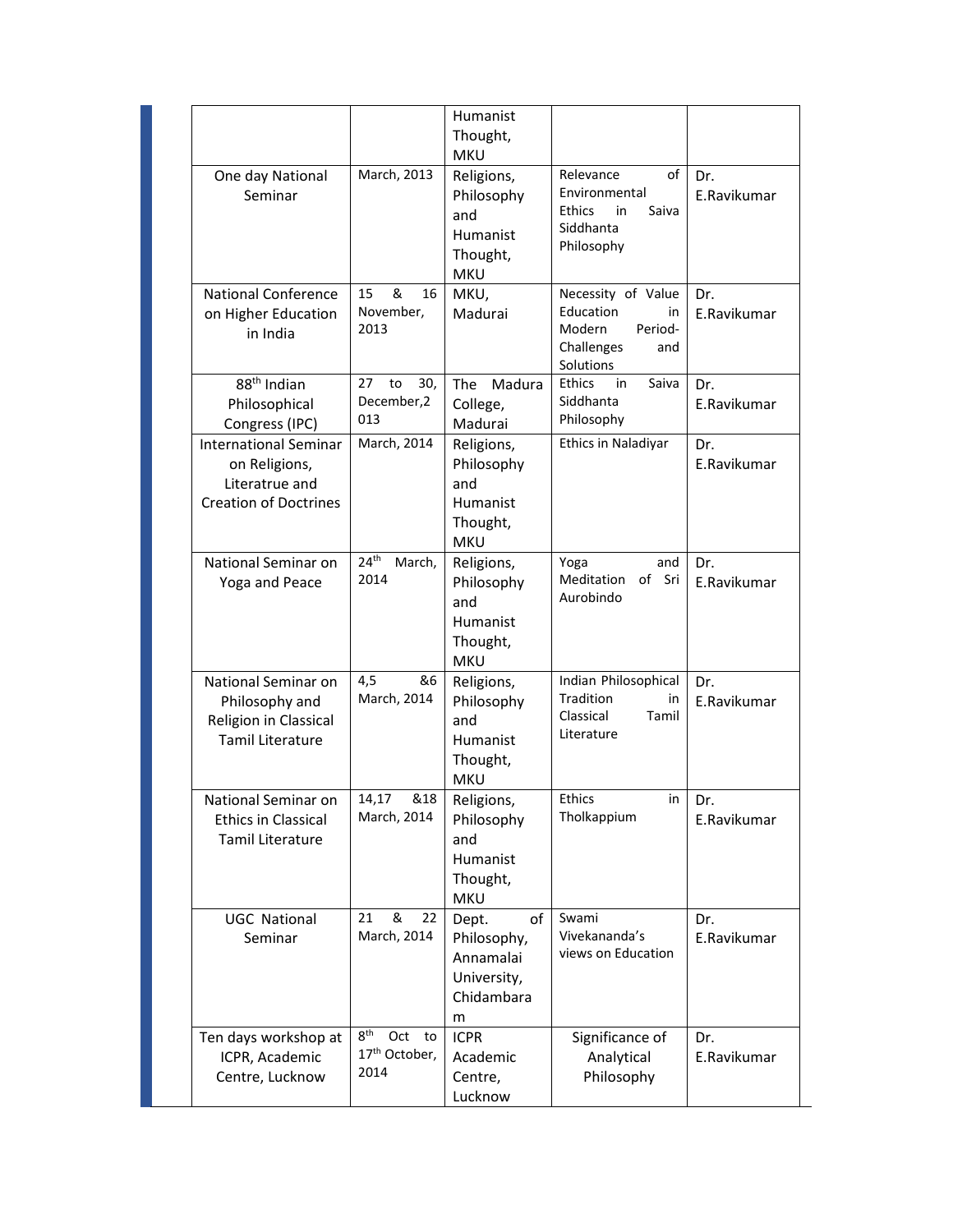| | | Humanist Thought, MKU | | |
|---|---|---|---|---|
| One day National Seminar | March, 2013 | Religions, Philosophy and Humanist Thought, MKU | Relevance of Environmental Ethics in Saiva Siddhanta Philosophy | Dr. E.Ravikumar |
| National Conference on Higher Education in India | 15 & 16 November, 2013 | MKU, Madurai | Necessity of Value Education in Modern Period- Challenges and Solutions | Dr. E.Ravikumar |
| 88th Indian Philosophical Congress (IPC) | 27 to 30, December,2013 | The Madura College, Madurai | Ethics in Saiva Siddhanta Philosophy | Dr. E.Ravikumar |
| International Seminar on Religions, Literatrue and Creation of Doctrines | March, 2014 | Religions, Philosophy and Humanist Thought, MKU | Ethics in Naladiyar | Dr. E.Ravikumar |
| National Seminar on Yoga and Peace | 24th March, 2014 | Religions, Philosophy and Humanist Thought, MKU | Yoga and Meditation of Sri Aurobindo | Dr. E.Ravikumar |
| National Seminar on Philosophy and Religion in Classical Tamil Literature | 4,5 &6 March, 2014 | Religions, Philosophy and Humanist Thought, MKU | Indian Philosophical Tradition in Classical Tamil Literature | Dr. E.Ravikumar |
| National Seminar on Ethics in Classical Tamil Literature | 14,17 &18 March, 2014 | Religions, Philosophy and Humanist Thought, MKU | Ethics in Tholkappium | Dr. E.Ravikumar |
| UGC National Seminar | 21 & 22 March, 2014 | Dept. of Philosophy, Annamalai University, Chidambaram | Swami Vivekananda's views on Education | Dr. E.Ravikumar |
| Ten days workshop at ICPR, Academic Centre, Lucknow | 8th Oct to 17th October, 2014 | ICPR Academic Centre, Lucknow | Significance of Analytical Philosophy | Dr. E.Ravikumar |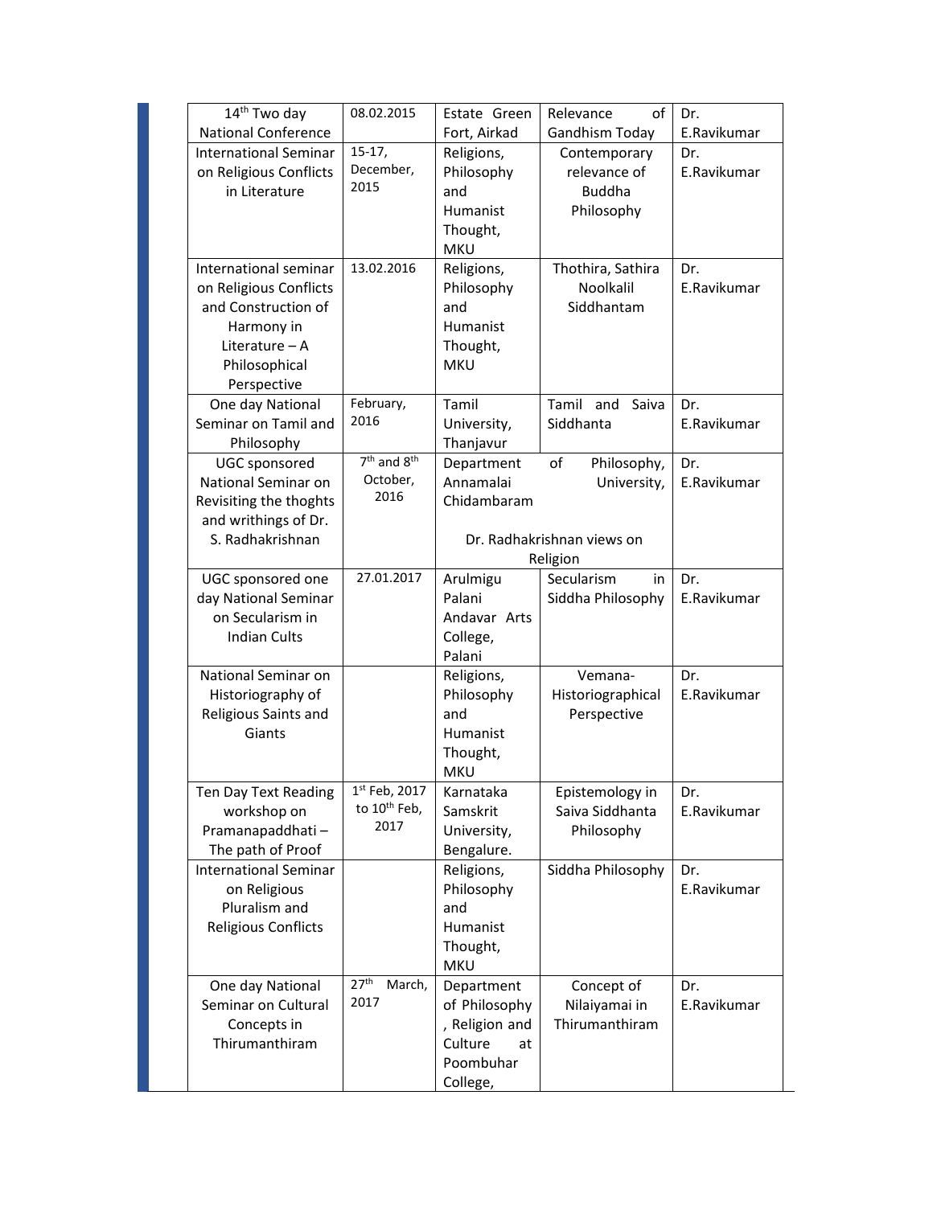| | | | | |
|---|---|---|---|---|
| 14th Two day National Conference | 08.02.2015 | Estate Green Fort, Airkad | Relevance of Gandhism Today | Dr. E.Ravikumar |
| International Seminar on Religious Conflicts in Literature | 15-17, December, 2015 | Religions, Philosophy and Humanist Thought, MKU | Contemporary relevance of Buddha Philosophy | Dr. E.Ravikumar |
| International seminar on Religious Conflicts and Construction of Harmony in Literature – A Philosophical Perspective | 13.02.2016 | Religions, Philosophy and Humanist Thought, MKU | Thothira, Sathira Noolkalil Siddhantam | Dr. E.Ravikumar |
| One day National Seminar on Tamil and Philosophy | February, 2016 | Tamil University, Thanjavur | Tamil and Saiva Siddhanta | Dr. E.Ravikumar |
| UGC sponsored National Seminar on Revisiting the thoghts and writhings of Dr. S. Radhakrishnan | 7th and 8th October, 2016 | Department of Philosophy, Annamalai University, Chidambaram | Dr. Radhakrishnan views on Religion | Dr. E.Ravikumar |
| UGC sponsored one day National Seminar on Secularism in Indian Cults | 27.01.2017 | Arulmigu Palani Andavar Arts College, Palani | Secularism in Siddha Philosophy | Dr. E.Ravikumar |
| National Seminar on Historiography of Religious Saints and Giants | | Religions, Philosophy and Humanist Thought, MKU | Vemana-Historiographical Perspective | Dr. E.Ravikumar |
| Ten Day Text Reading workshop on Pramanapaddhati – The path of Proof | 1st Feb, 2017 to 10th Feb, 2017 | Karnataka Samskrit University, Bengalure. | Epistemology in Saiva Siddhanta Philosophy | Dr. E.Ravikumar |
| International Seminar on Religious Pluralism and Religious Conflicts | | Religions, Philosophy and Humanist Thought, MKU | Siddha Philosophy | Dr. E.Ravikumar |
| One day National Seminar on Cultural Concepts in Thirumanthiram | 27th March, 2017 | Department of Philosophy, Religion and Culture at Poombuhar College, | Concept of Nilaiyamai in Thirumanthiram | Dr. E.Ravikumar |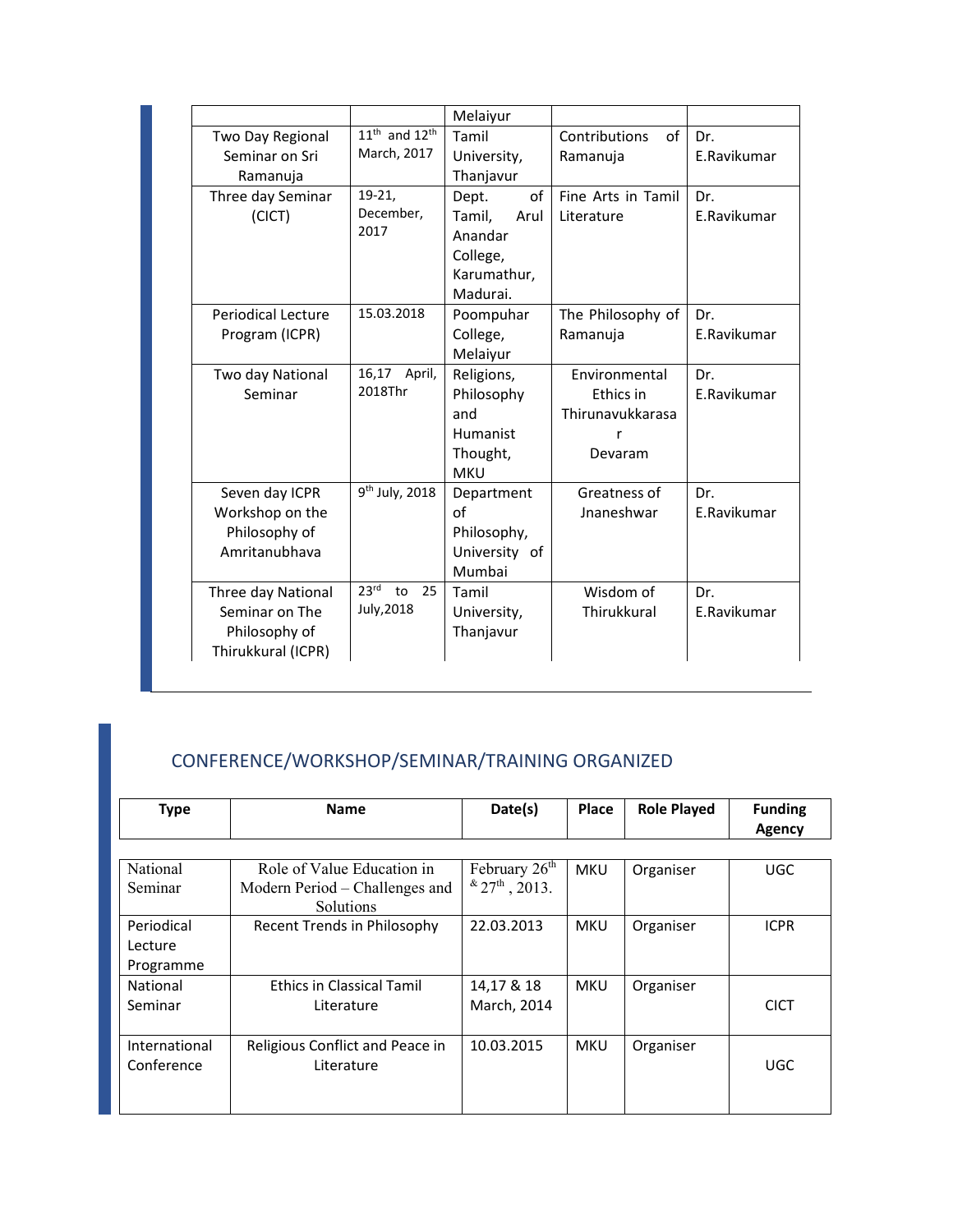| | | Melaiyur | | |
|---|---|---|---|---|
| Two Day Regional Seminar on Sri Ramanuja | 11th and 12th March, 2017 | Tamil University, Thanjavur | Contributions of Ramanuja | Dr. E.Ravikumar |
| Three day Seminar (CICT) | 19-21, December, 2017 | Dept. of Tamil, Arul Anandar College, Karumathur, Madurai. | Fine Arts in Tamil Literature | Dr. E.Ravikumar |
| Periodical Lecture Program (ICPR) | 15.03.2018 | Poompuhar College, Melaiyur | The Philosophy of Ramanuja | Dr. E.Ravikumar |
| Two day National Seminar | 16,17 April, 2018Thr | Religions, Philosophy and Humanist Thought, MKU | Environmental Ethics in Thirunavukkarasar Devaram | Dr. E.Ravikumar |
| Seven day ICPR Workshop on the Philosophy of Amritanubhava | 9th July, 2018 | Department of Philosophy, University of Mumbai | Greatness of Jnaneshwar | Dr. E.Ravikumar |
| Three day National Seminar on The Philosophy of Thirukkural (ICPR) | 23rd to 25 July,2018 | Tamil University, Thanjavur | Wisdom of Thirukkural | Dr. E.Ravikumar |

## CONFERENCE/WORKSHOP/SEMINAR/TRAINING ORGANIZED

| Type | Name | Date(s) | Place | Role Played | Funding Agency |
|---|---|---|---|---|---|
| National Seminar | Role of Value Education in Modern Period – Challenges and Solutions | February 26th & 27th, 2013. | MKU | Organiser | UGC |
| Periodical Lecture Programme | Recent Trends in Philosophy | 22.03.2013 | MKU | Organiser | ICPR |
| National Seminar | Ethics in Classical Tamil Literature | 14,17 & 18 March, 2014 | MKU | Organiser | CICT |
| International Conference | Religious Conflict and Peace in Literature | 10.03.2015 | MKU | Organiser | UGC |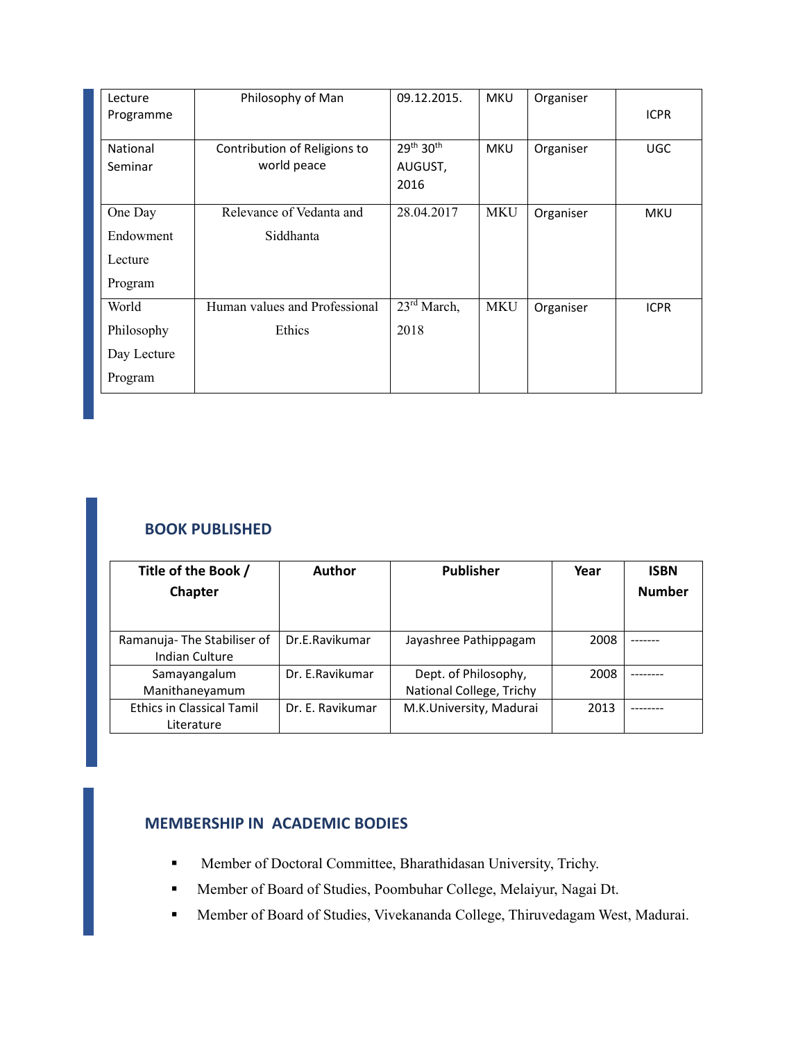| Lecture Programme | Philosophy of Man | 09.12.2015. | MKU | Organiser | ICPR |
|---|---|---|---|---|---|
| National Seminar | Contribution of Religions to world peace | 29th 30th AUGUST, 2016 | MKU | Organiser | UGC |
| One Day Endowment Lecture Program | Relevance of Vedanta and Siddhanta | 28.04.2017 | MKU | Organiser | MKU |
| World Philosophy Day Lecture Program | Human values and Professional Ethics | 23rd March, 2018 | MKU | Organiser | ICPR |

## BOOK PUBLISHED

| Title of the Book / Chapter | Author | Publisher | Year | ISBN Number |
|---|---|---|---|---|
| Ramanuja- The Stabiliser of Indian Culture | Dr.E.Ravikumar | Jayashree Pathippagam | 2008 | ------- |
| Samayangalum Manithaneyamum | Dr. E.Ravikumar | Dept. of Philosophy, National College, Trichy | 2008 | -------- |
| Ethics in Classical Tamil Literature | Dr. E. Ravikumar | M.K.University, Madurai | 2013 | -------- |

## MEMBERSHIP IN ACADEMIC BODIES

- Member of Doctoral Committee, Bharathidasan University, Trichy.
- Member of Board of Studies, Poombuhar College, Melaiyur, Nagai Dt.
- Member of Board of Studies, Vivekananda College, Thiruvedagam West, Madurai.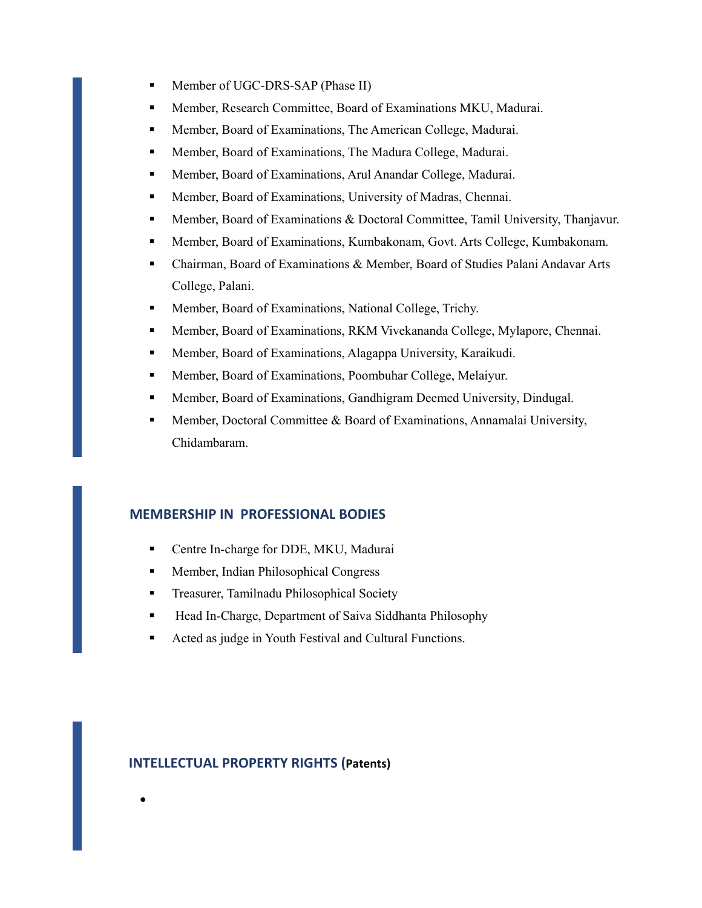- Member of UGC-DRS-SAP (Phase II)
- Member, Research Committee, Board of Examinations MKU, Madurai.
- Member, Board of Examinations, The American College, Madurai.
- Member, Board of Examinations, The Madura College, Madurai.
- Member, Board of Examinations, Arul Anandar College, Madurai.
- Member, Board of Examinations, University of Madras, Chennai.
- Member, Board of Examinations & Doctoral Committee, Tamil University, Thanjavur.
- Member, Board of Examinations, Kumbakonam, Govt. Arts College, Kumbakonam.
- Chairman, Board of Examinations & Member, Board of Studies Palani Andavar Arts College, Palani.
- Member, Board of Examinations, National College, Trichy.
- Member, Board of Examinations, RKM Vivekananda College, Mylapore, Chennai.
- Member, Board of Examinations, Alagappa University, Karaikudi.
- Member, Board of Examinations, Poombuhar College, Melaiyur.
- Member, Board of Examinations, Gandhigram Deemed University, Dindugal.
- Member, Doctoral Committee & Board of Examinations, Annamalai University, Chidambaram.

## MEMBERSHIP IN PROFESSIONAL BODIES

- Centre In-charge for DDE, MKU, Madurai
- Member, Indian Philosophical Congress
- Treasurer, Tamilnadu Philosophical Society
- Head In-Charge, Department of Saiva Siddhanta Philosophy
- Acted as judge in Youth Festival and Cultural Functions.

## INTELLECTUAL PROPERTY RIGHTS (Patents)

-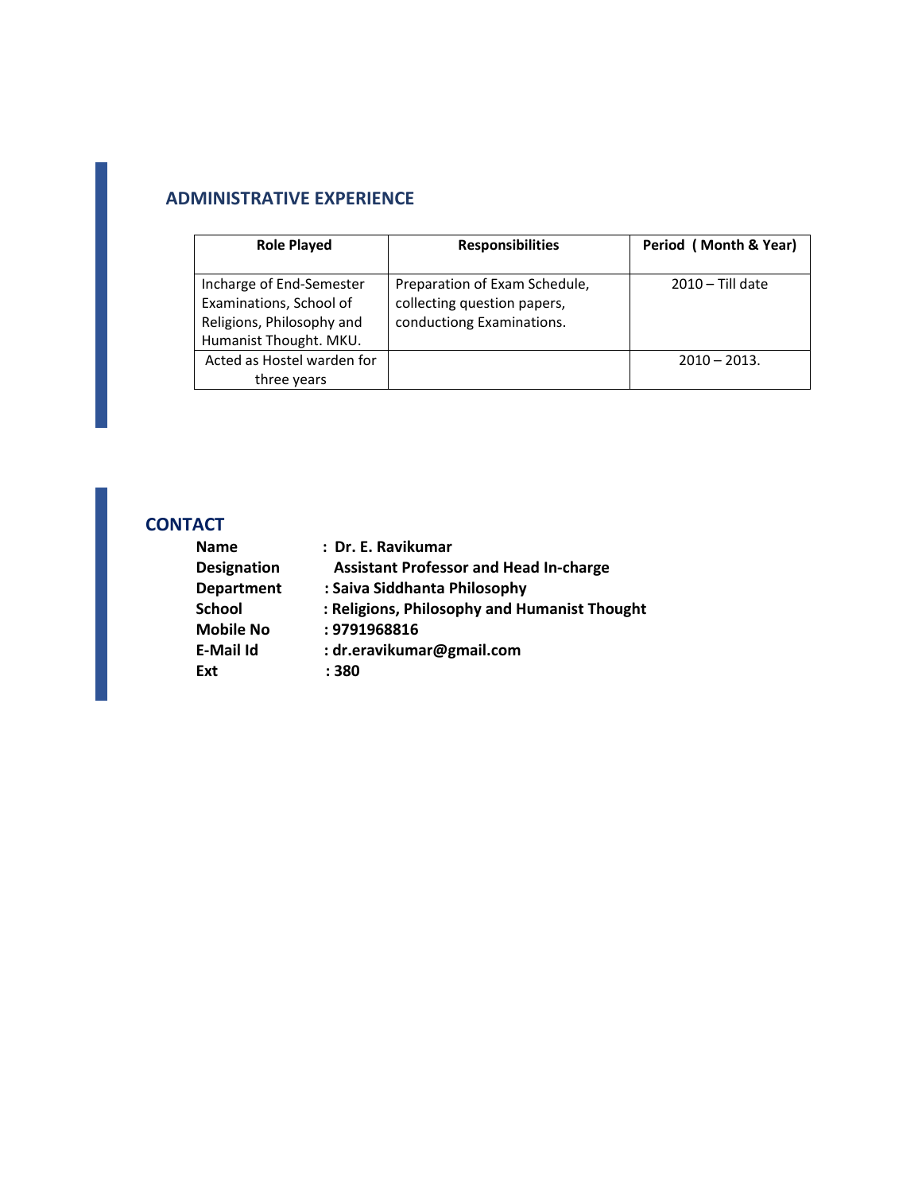## ADMINISTRATIVE EXPERIENCE

| Role Played | Responsibilities | Period ( Month & Year) |
|---|---|---|
| Incharge of End-Semester Examinations, School of Religions, Philosophy and Humanist Thought. MKU. | Preparation of Exam Schedule, collecting question papers, conductiong Examinations. | 2010 – Till date |
| Acted as Hostel warden for three years | | 2010 – 2013. |

## CONTACT

**Name** : **Dr. E. Ravikumar**
**Designation** **Assistant Professor and Head In-charge**
**Department** : **Saiva Siddhanta Philosophy**
**School** : **Religions, Philosophy and Humanist Thought**
**Mobile No** : **9791968816**
**E-Mail Id** : **dr.eravikumar@gmail.com**
**Ext** : **380**